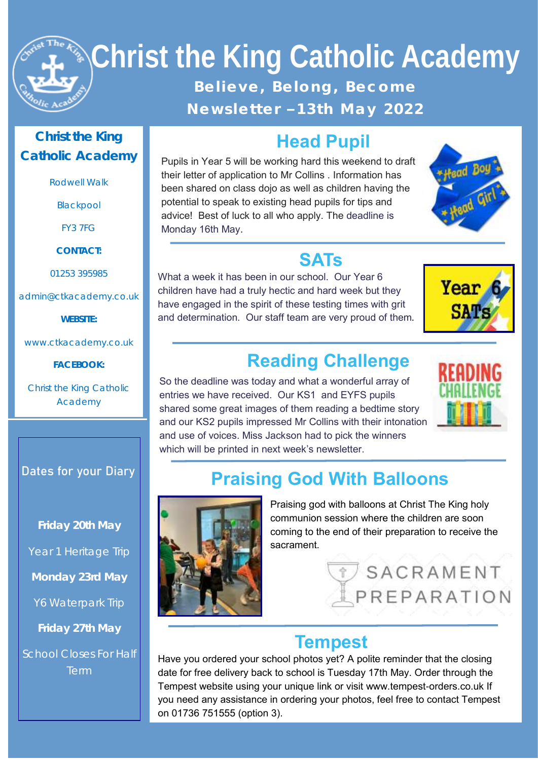# Christ the King Catholic Academy

**Believe, Belong, Become**

**Newsletter –13th May 2022**

## Christ the King Catholic Academy

Rodwell Walk

Blackpool

FY3 7FG

**CONTACT:**

01253 395985

admin@ctkacademy.co.uk

**WEBSITE:**

www.ctkacademy.co.uk

**FACEBOOK:**

Christ the King Catholic Academy

### Dates for your Diary

**Friday 20th May**

Year 1 Heritage Trip

**Monday 23rd May**

Y6 Waterpark Trip

**Friday 27th May**

School Closes For Half Term

## Head Pupil

Pupils in Year 5 will be working hard this weekend to draft their letter of application to Mr Collins . Information has been shared on class dojo as well as children having the potential to speak to existing head pupils for tips and advice! Best of luck to all who apply. The deadline is Monday 16th May.

## SATs

What a week it has been in our school. Our Year 6 children have had a truly hectic and hard week but they have engaged in the spirit of these testing times with grit and determination. Our staff team are very proud of them.

## Reading Challenge

So the deadline was today and what a wonderful array of entries we have received. Our KS1 and EYFS pupils shared some great images of them reading a bedtime story and our KS2 pupils impressed Mr Collins with their intonation and use of voices. Miss Jackson had to pick the winners which will be printed in next week's newsletter.

## Praising God With Balloons

Praising god with balloons at Christ The King holy communion session where the children are soon coming to the end of their preparation to receive the sacrament.

SACRAMENT PREPARATION

## Tempest

Have you ordered your school photos yet? A polite reminder that the closing date for free delivery back to school is Tuesday 17th May. Order through the Tempest website using your unique link or visit www.tempest-orders.co.uk If you need any assistance in ordering your photos, feel free to contact Tempest on 01736 751555 (option 3).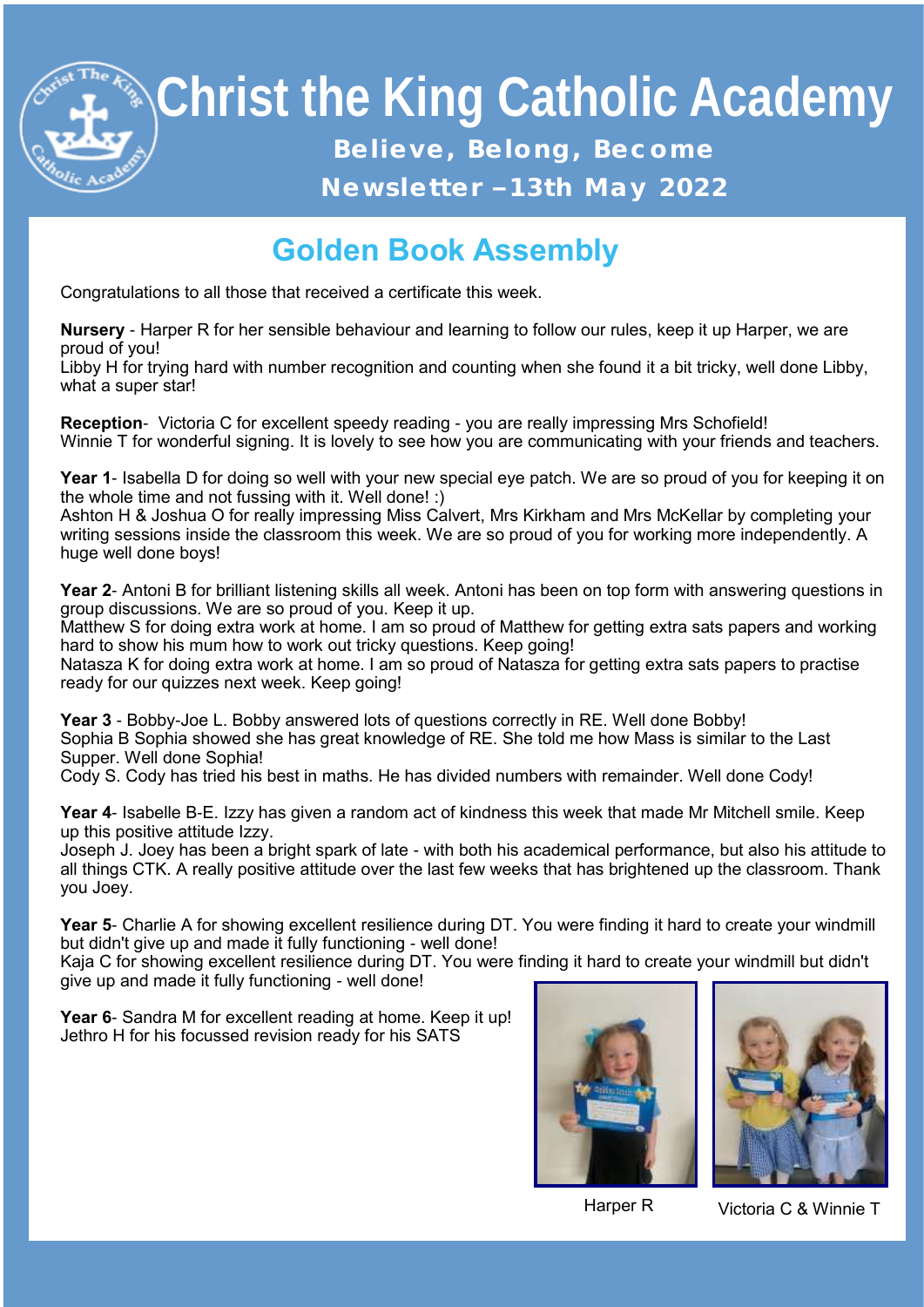# Christ the King Catholic Academy

**Believe, Belong, Become**

**Newsletter –13th May 2022**

## Golden Book Assembly

Congratulations to all those that received a certificate this week.

**Nursery** - Harper R for her sensible behaviour and learning to follow our rules, keep it up Harper, we are proud of you!
Libby H for trying hard with number recognition and counting when she found it a bit tricky, well done Libby, what a super star!

**Reception**- Victoria C for excellent speedy reading - you are really impressing Mrs Schofield!
Winnie T for wonderful signing. It is lovely to see how you are communicating with your friends and teachers.

**Year 1**- Isabella D for doing so well with your new special eye patch. We are so proud of you for keeping it on the whole time and not fussing with it. Well done! :)
Ashton H & Joshua O for really impressing Miss Calvert, Mrs Kirkham and Mrs McKellar by completing your writing sessions inside the classroom this week. We are so proud of you for working more independently. A huge well done boys!

**Year 2**- Antoni B for brilliant listening skills all week. Antoni has been on top form with answering questions in group discussions. We are so proud of you. Keep it up.
Matthew S for doing extra work at home. I am so proud of Matthew for getting extra sats papers and working hard to show his mum how to work out tricky questions. Keep going!
Natasza K for doing extra work at home. I am so proud of Natasza for getting extra sats papers to practise ready for our quizzes next week. Keep going!

**Year 3** - Bobby-Joe L. Bobby answered lots of questions correctly in RE. Well done Bobby!
Sophia B Sophia showed she has great knowledge of RE. She told me how Mass is similar to the Last Supper. Well done Sophia!
Cody S. Cody has tried his best in maths. He has divided numbers with remainder. Well done Cody!

**Year 4**- Isabelle B-E. Izzy has given a random act of kindness this week that made Mr Mitchell smile. Keep up this positive attitude Izzy.
Joseph J. Joey has been a bright spark of late - with both his academical performance, but also his attitude to all things CTK. A really positive attitude over the last few weeks that has brightened up the classroom. Thank you Joey.

**Year 5**- Charlie A for showing excellent resilience during DT. You were finding it hard to create your windmill but didn't give up and made it fully functioning - well done!
Kaja C for showing excellent resilience during DT. You were finding it hard to create your windmill but didn't give up and made it fully functioning - well done!

**Year 6**- Sandra M for excellent reading at home. Keep it up!
Jethro H for his focussed revision ready for his SATS

Harper R

Victoria C & Winnie T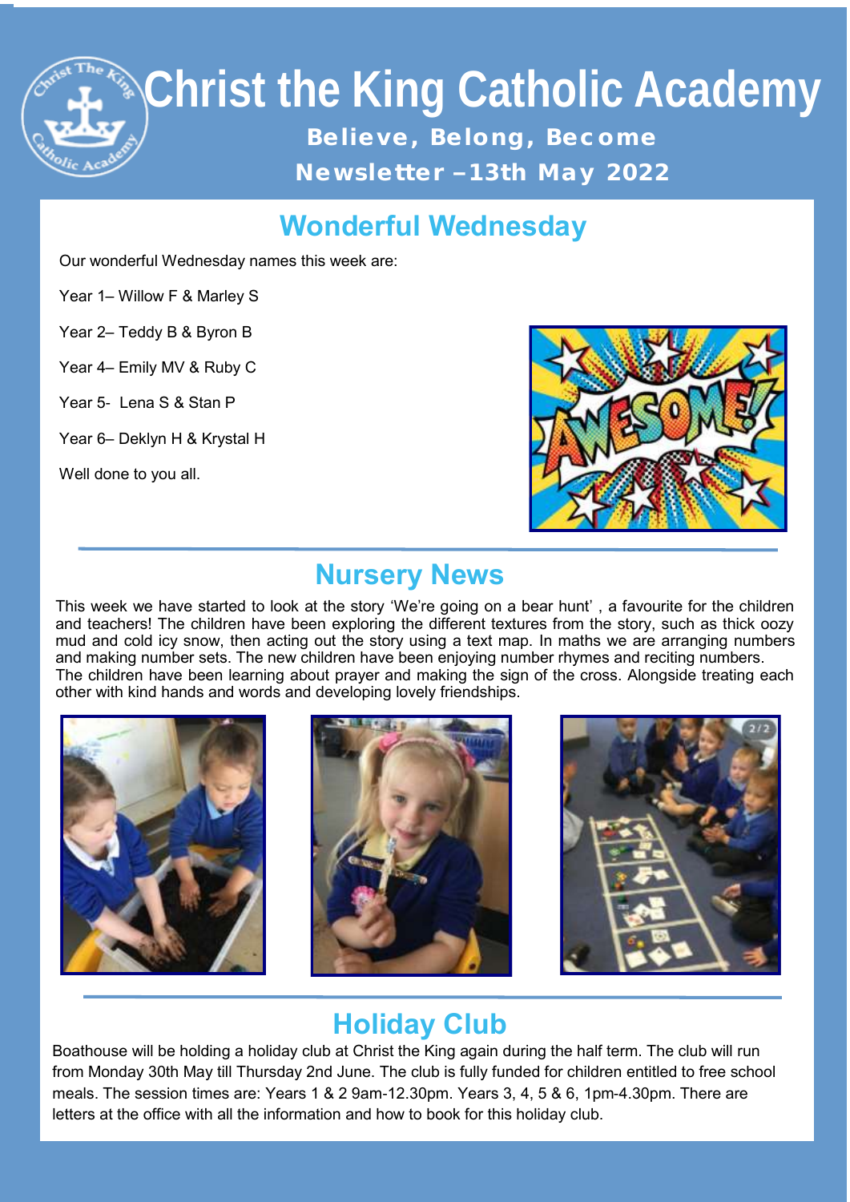# Christ the King Catholic Academy

**Believe, Belong, Become**

**Newsletter –13th May 2022**

## Wonderful Wednesday

Our wonderful Wednesday names this week are:

Year 1– Willow F & Marley S

Year 2– Teddy B & Byron B

Year 4– Emily MV & Ruby C

Year 5- Lena S & Stan P

Year 6– Deklyn H & Krystal H

Well done to you all.

## Nursery News

This week we have started to look at the story 'We're going on a bear hunt' , a favourite for the children and teachers! The children have been exploring the different textures from the story, such as thick oozy mud and cold icy snow, then acting out the story using a text map. In maths we are arranging numbers and making number sets. The new children have been enjoying number rhymes and reciting numbers. The children have been learning about prayer and making the sign of the cross. Alongside treating each other with kind hands and words and developing lovely friendships.

## Holiday Club

Boathouse will be holding a holiday club at Christ the King again during the half term. The club will run from Monday 30th May till Thursday 2nd June. The club is fully funded for children entitled to free school meals. The session times are: Years 1 & 2 9am-12.30pm. Years 3, 4, 5 & 6, 1pm-4.30pm. There are letters at the office with all the information and how to book for this holiday club.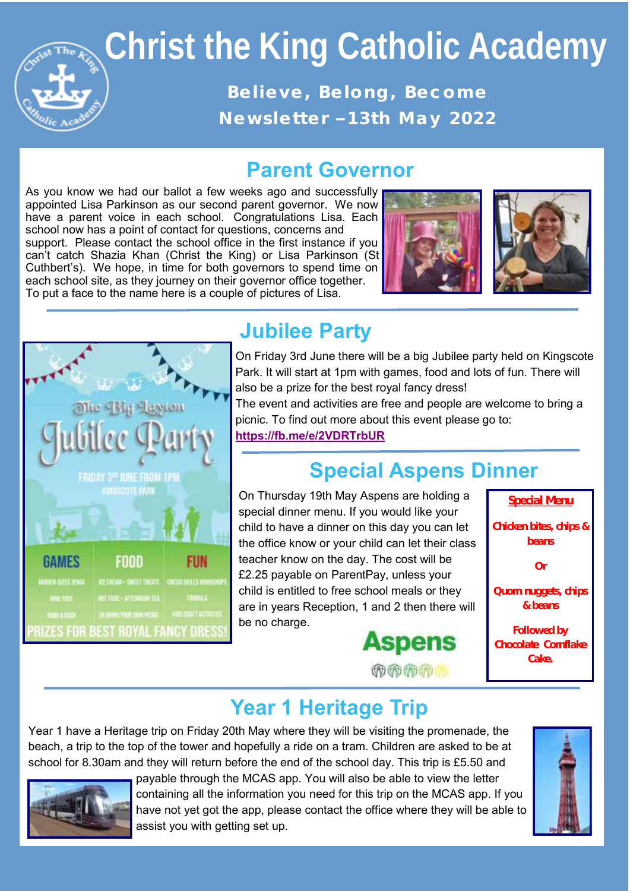# Christ the King Catholic Academy

**Believe, Belong, Become**

**Newsletter – 13th May 2022**

## Parent Governor

As you know we had our ballot a few weeks ago and successfully appointed Lisa Parkinson as our second parent governor. We now have a parent voice in each school. Congratulations Lisa. Each school now has a point of contact for questions, concerns and support. Please contact the school office in the first instance if you can't catch Shazia Khan (Christ the King) or Lisa Parkinson (St Cuthbert's). We hope, in time for both governors to spend time on each school site, as they journey on their governor office together. To put a face to the name here is a couple of pictures of Lisa.

## Jubilee Party

On Friday 3rd June there will be a big Jubilee party held on Kingscote Park. It will start at 1pm with games, food and lots of fun. There will also be a prize for the best royal fancy dress!

The event and activities are free and people are welcome to bring a picnic. To find out more about this event please go to: **https://fb.me/e/2VDRTrbUR**

The Big Layton Jubilee Party

FRIDAY 3RD JUNE FROM 1PM

KINGSCOTE PARK

GAMES — GARDEN-SIZED JENGA, RING TOSS, HOOK A DUCK

FOOD — ICE CREAM • SWEET TREATS, HOT FOOD • AFTERNOON TEA, OR BRING YOUR OWN PICNIC

FUN — CIRCUS SKILLS WORKSHOPS, TOMBOLA, KIDS CRAFT ACTIVITIES

PRIZES FOR BEST ROYAL FANCY DRESS!

## Special Aspens Dinner

On Thursday 19th May Aspens are holding a special dinner menu. If you would like your child to have a dinner on this day you can let the office know or your child can let their class teacher know on the day. The cost will be £2.25 payable on ParentPay, unless your child is entitled to free school meals or they are in years Reception, 1 and 2 then there will be no charge.

**Special Menu**

**Chicken bites, chips & beans**

**Or**

**Quorn nuggets, chips & beans**

**Followed by Chocolate Cornflake Cake.**

Aspens

## Year 1 Heritage Trip

Year 1 have a Heritage trip on Friday 20th May where they will be visiting the promenade, the beach, a trip to the top of the tower and hopefully a ride on a tram. Children are asked to be at school for 8.30am and they will return before the end of the school day. This trip is £5.50 and payable through the MCAS app. You will also be able to view the letter containing all the information you need for this trip on the MCAS app. If you have not yet got the app, please contact the office where they will be able to assist you with getting set up.